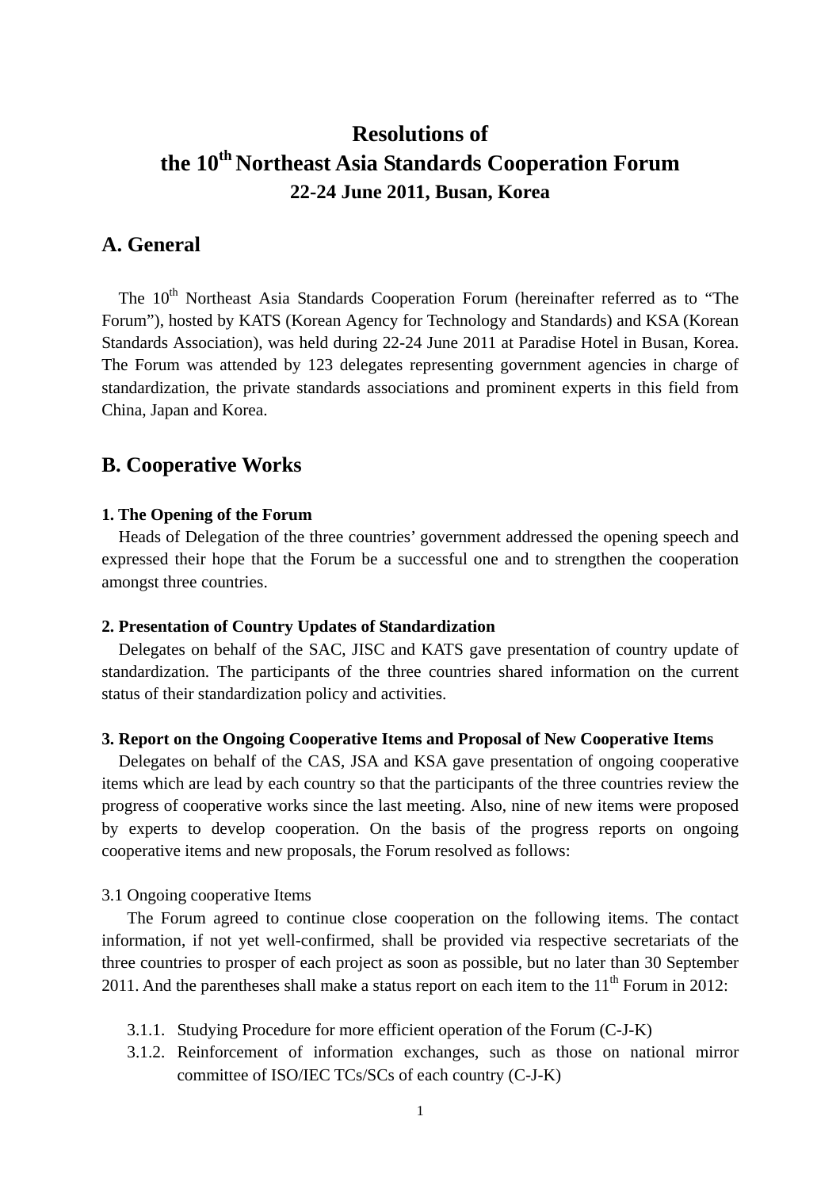# Resolutions of the 10th Northeast Asia Standards Cooperation Forum

### 22-24 June 2011, Busan, Korea

## A. General

The 10th Northeast Asia Standards Cooperation Forum (hereinafter referred as to "The Forum"), hosted by KATS (Korean Agency for Technology and Standards) and KSA (Korean Standards Association), was held during 22-24 June 2011 at Paradise Hotel in Busan, Korea. The Forum was attended by 123 delegates representing government agencies in charge of standardization, the private standards associations and prominent experts in this field from China, Japan and Korea.

## B. Cooperative Works

**1. The Opening of the Forum**

Heads of Delegation of the three countries' government addressed the opening speech and expressed their hope that the Forum be a successful one and to strengthen the cooperation amongst three countries.

**2. Presentation of Country Updates of Standardization**

Delegates on behalf of the SAC, JISC and KATS gave presentation of country update of standardization. The participants of the three countries shared information on the current status of their standardization policy and activities.

**3. Report on the Ongoing Cooperative Items and Proposal of New Cooperative Items**

Delegates on behalf of the CAS, JSA and KSA gave presentation of ongoing cooperative items which are lead by each country so that the participants of the three countries review the progress of cooperative works since the last meeting. Also, nine of new items were proposed by experts to develop cooperation. On the basis of the progress reports on ongoing cooperative items and new proposals, the Forum resolved as follows:

3.1 Ongoing cooperative Items

The Forum agreed to continue close cooperation on the following items. The contact information, if not yet well-confirmed, shall be provided via respective secretariats of the three countries to prosper of each project as soon as possible, but no later than 30 September 2011. And the parentheses shall make a status report on each item to the 11th Forum in 2012:

3.1.1. Studying Procedure for more efficient operation of the Forum (C-J-K)

3.1.2. Reinforcement of information exchanges, such as those on national mirror committee of ISO/IEC TCs/SCs of each country (C-J-K)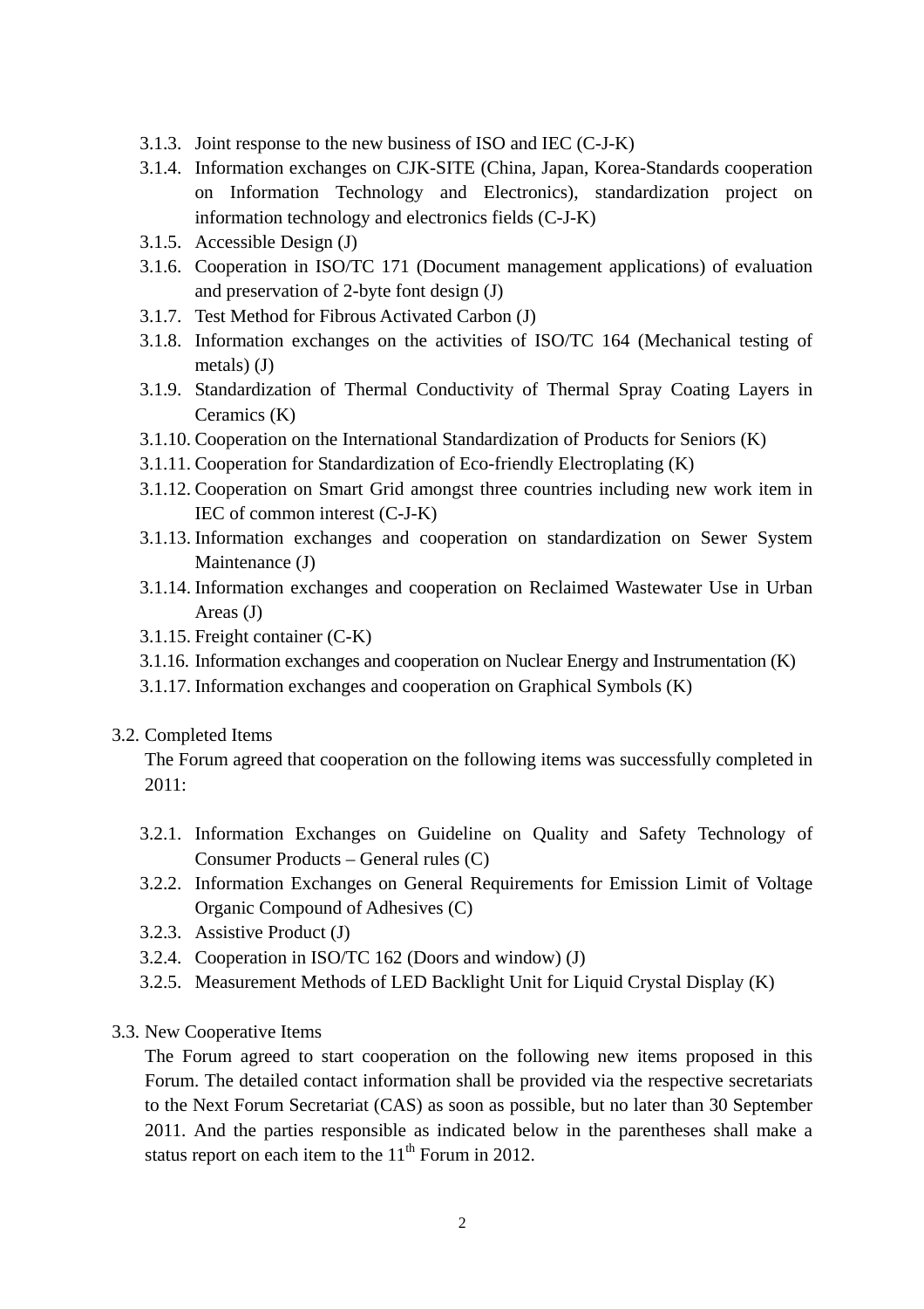3.1.3. Joint response to the new business of ISO and IEC (C-J-K)
3.1.4. Information exchanges on CJK-SITE (China, Japan, Korea-Standards cooperation on Information Technology and Electronics), standardization project on information technology and electronics fields (C-J-K)
3.1.5. Accessible Design (J)
3.1.6. Cooperation in ISO/TC 171 (Document management applications) of evaluation and preservation of 2-byte font design (J)
3.1.7. Test Method for Fibrous Activated Carbon (J)
3.1.8. Information exchanges on the activities of ISO/TC 164 (Mechanical testing of metals) (J)
3.1.9. Standardization of Thermal Conductivity of Thermal Spray Coating Layers in Ceramics (K)
3.1.10. Cooperation on the International Standardization of Products for Seniors (K)
3.1.11. Cooperation for Standardization of Eco-friendly Electroplating (K)
3.1.12. Cooperation on Smart Grid amongst three countries including new work item in IEC of common interest (C-J-K)
3.1.13. Information exchanges and cooperation on standardization on Sewer System Maintenance (J)
3.1.14. Information exchanges and cooperation on Reclaimed Wastewater Use in Urban Areas (J)
3.1.15. Freight container (C-K)
3.1.16. Information exchanges and cooperation on Nuclear Energy and Instrumentation (K)
3.1.17. Information exchanges and cooperation on Graphical Symbols (K)

3.2. Completed Items

The Forum agreed that cooperation on the following items was successfully completed in 2011:

3.2.1. Information Exchanges on Guideline on Quality and Safety Technology of Consumer Products – General rules (C)
3.2.2. Information Exchanges on General Requirements for Emission Limit of Voltage Organic Compound of Adhesives (C)
3.2.3. Assistive Product (J)
3.2.4. Cooperation in ISO/TC 162 (Doors and window) (J)
3.2.5. Measurement Methods of LED Backlight Unit for Liquid Crystal Display (K)

3.3. New Cooperative Items

The Forum agreed to start cooperation on the following new items proposed in this Forum. The detailed contact information shall be provided via the respective secretariats to the Next Forum Secretariat (CAS) as soon as possible, but no later than 30 September 2011. And the parties responsible as indicated below in the parentheses shall make a status report on each item to the 11th Forum in 2012.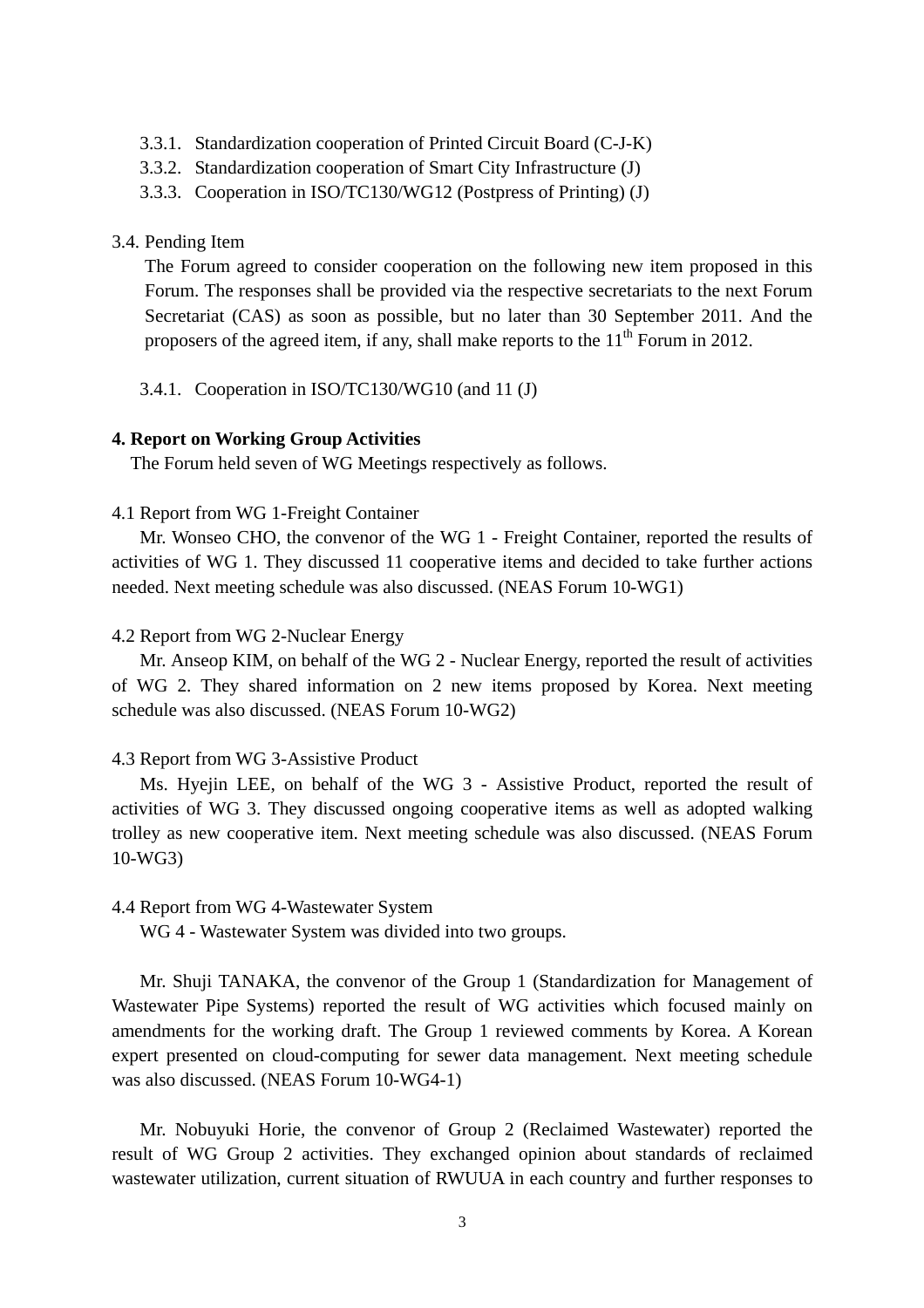3.3.1. Standardization cooperation of Printed Circuit Board (C-J-K)
3.3.2. Standardization cooperation of Smart City Infrastructure (J)
3.3.3. Cooperation in ISO/TC130/WG12 (Postpress of Printing) (J)

3.4. Pending Item

The Forum agreed to consider cooperation on the following new item proposed in this Forum. The responses shall be provided via the respective secretariats to the next Forum Secretariat (CAS) as soon as possible, but no later than 30 September 2011. And the proposers of the agreed item, if any, shall make reports to the 11th Forum in 2012.

3.4.1. Cooperation in ISO/TC130/WG10 (and 11 (J)

**4. Report on Working Group Activities**

The Forum held seven of WG Meetings respectively as follows.

4.1 Report from WG 1-Freight Container

Mr. Wonseo CHO, the convenor of the WG 1 - Freight Container, reported the results of activities of WG 1. They discussed 11 cooperative items and decided to take further actions needed. Next meeting schedule was also discussed. (NEAS Forum 10-WG1)

4.2 Report from WG 2-Nuclear Energy

Mr. Anseop KIM, on behalf of the WG 2 - Nuclear Energy, reported the result of activities of WG 2. They shared information on 2 new items proposed by Korea. Next meeting schedule was also discussed. (NEAS Forum 10-WG2)

4.3 Report from WG 3-Assistive Product

Ms. Hyejin LEE, on behalf of the WG 3 - Assistive Product, reported the result of activities of WG 3. They discussed ongoing cooperative items as well as adopted walking trolley as new cooperative item. Next meeting schedule was also discussed. (NEAS Forum 10-WG3)

4.4 Report from WG 4-Wastewater System

WG 4 - Wastewater System was divided into two groups.

Mr. Shuji TANAKA, the convenor of the Group 1 (Standardization for Management of Wastewater Pipe Systems) reported the result of WG activities which focused mainly on amendments for the working draft. The Group 1 reviewed comments by Korea. A Korean expert presented on cloud-computing for sewer data management. Next meeting schedule was also discussed. (NEAS Forum 10-WG4-1)

Mr. Nobuyuki Horie, the convenor of Group 2 (Reclaimed Wastewater) reported the result of WG Group 2 activities. They exchanged opinion about standards of reclaimed wastewater utilization, current situation of RWUUA in each country and further responses to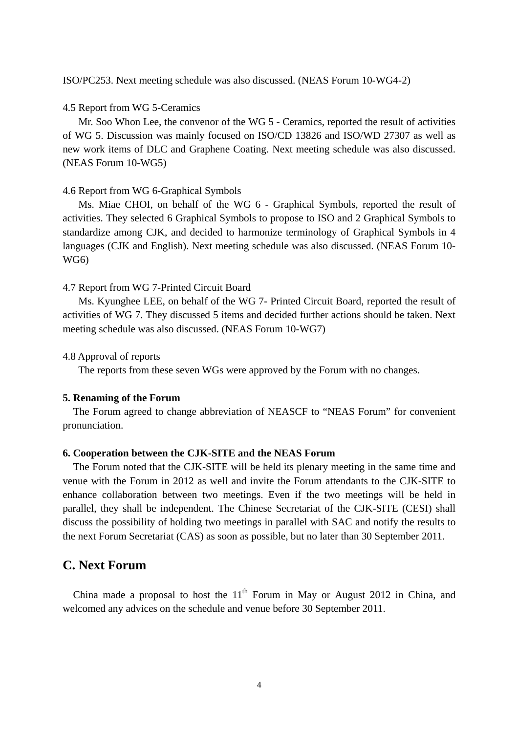ISO/PC253. Next meeting schedule was also discussed. (NEAS Forum 10-WG4-2)

4.5 Report from WG 5-Ceramics

Mr. Soo Whon Lee, the convenor of the WG 5 - Ceramics, reported the result of activities of WG 5. Discussion was mainly focused on ISO/CD 13826 and ISO/WD 27307 as well as new work items of DLC and Graphene Coating. Next meeting schedule was also discussed. (NEAS Forum 10-WG5)

4.6 Report from WG 6-Graphical Symbols

Ms. Miae CHOI, on behalf of the WG 6 - Graphical Symbols, reported the result of activities. They selected 6 Graphical Symbols to propose to ISO and 2 Graphical Symbols to standardize among CJK, and decided to harmonize terminology of Graphical Symbols in 4 languages (CJK and English). Next meeting schedule was also discussed. (NEAS Forum 10-WG6)

4.7 Report from WG 7-Printed Circuit Board

Ms. Kyunghee LEE, on behalf of the WG 7- Printed Circuit Board, reported the result of activities of WG 7. They discussed 5 items and decided further actions should be taken. Next meeting schedule was also discussed. (NEAS Forum 10-WG7)

4.8 Approval of reports

The reports from these seven WGs were approved by the Forum with no changes.

**5. Renaming of the Forum**

The Forum agreed to change abbreviation of NEASCF to “NEAS Forum” for convenient pronunciation.

**6. Cooperation between the CJK-SITE and the NEAS Forum**

The Forum noted that the CJK-SITE will be held its plenary meeting in the same time and venue with the Forum in 2012 as well and invite the Forum attendants to the CJK-SITE to enhance collaboration between two meetings. Even if the two meetings will be held in parallel, they shall be independent. The Chinese Secretariat of the CJK-SITE (CESI) shall discuss the possibility of holding two meetings in parallel with SAC and notify the results to the next Forum Secretariat (CAS) as soon as possible, but no later than 30 September 2011.

## C. Next Forum

China made a proposal to host the 11th Forum in May or August 2012 in China, and welcomed any advices on the schedule and venue before 30 September 2011.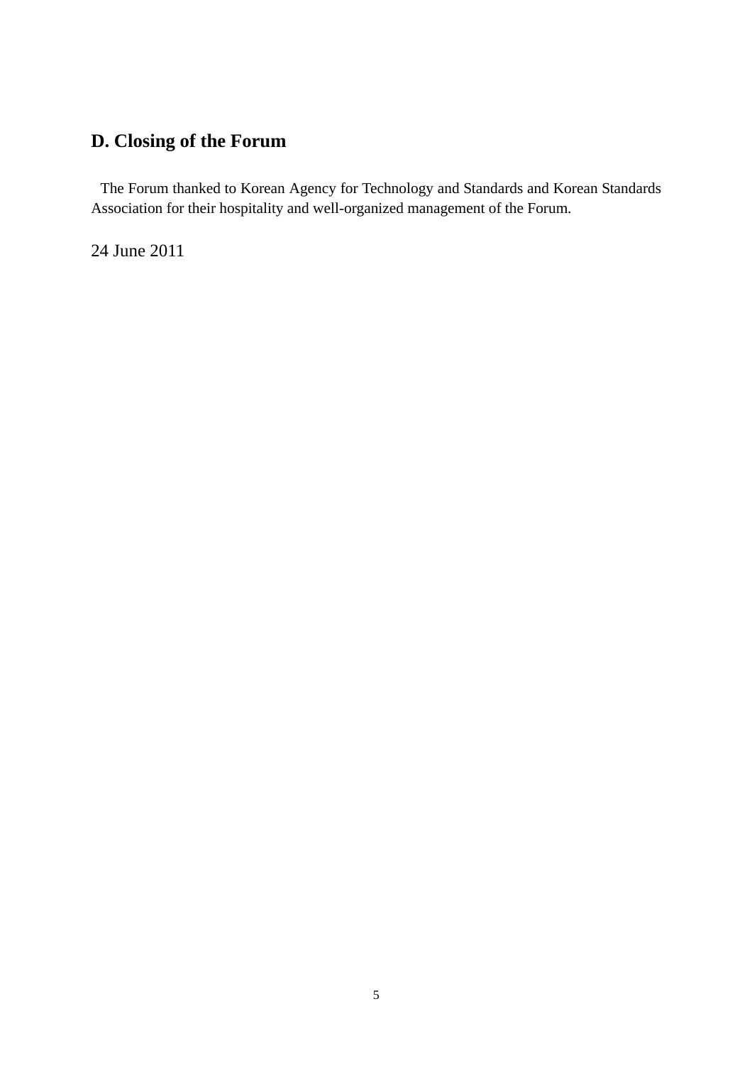## D. Closing of the Forum

The Forum thanked to Korean Agency for Technology and Standards and Korean Standards Association for their hospitality and well-organized management of the Forum.

24 June 2011